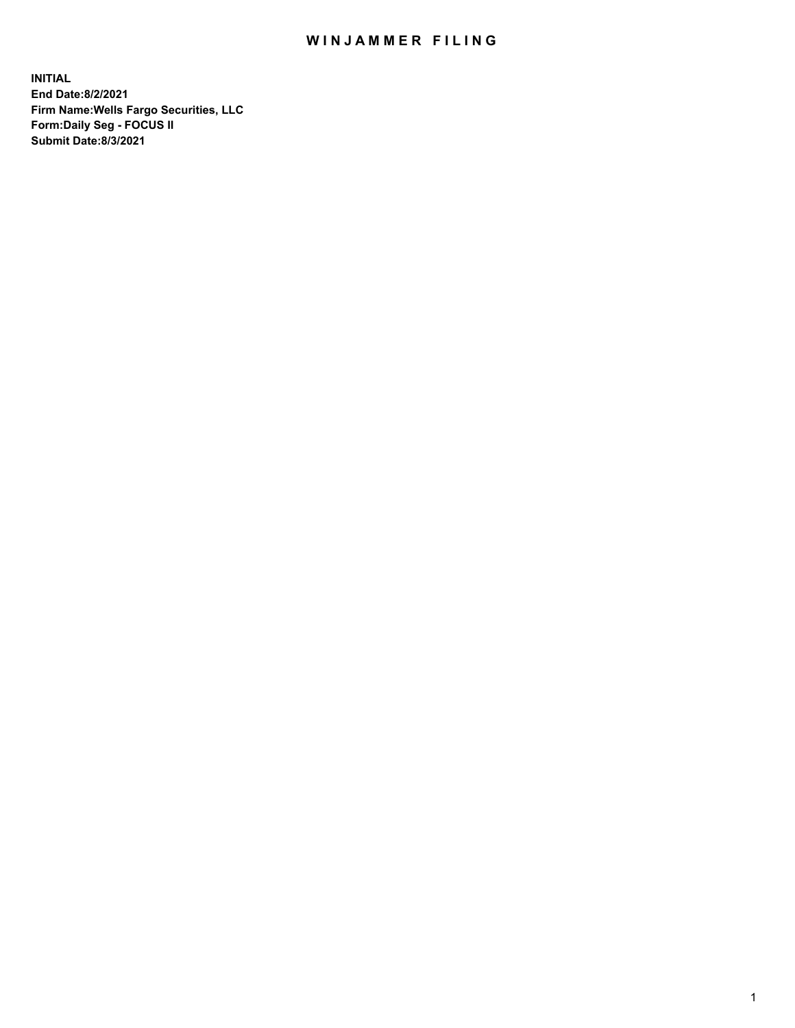# WINJAMMER FILING

**INITIAL**
**End Date:8/2/2021**
**Firm Name:Wells Fargo Securities, LLC**
**Form:Daily Seg - FOCUS II**
**Submit Date:8/3/2021**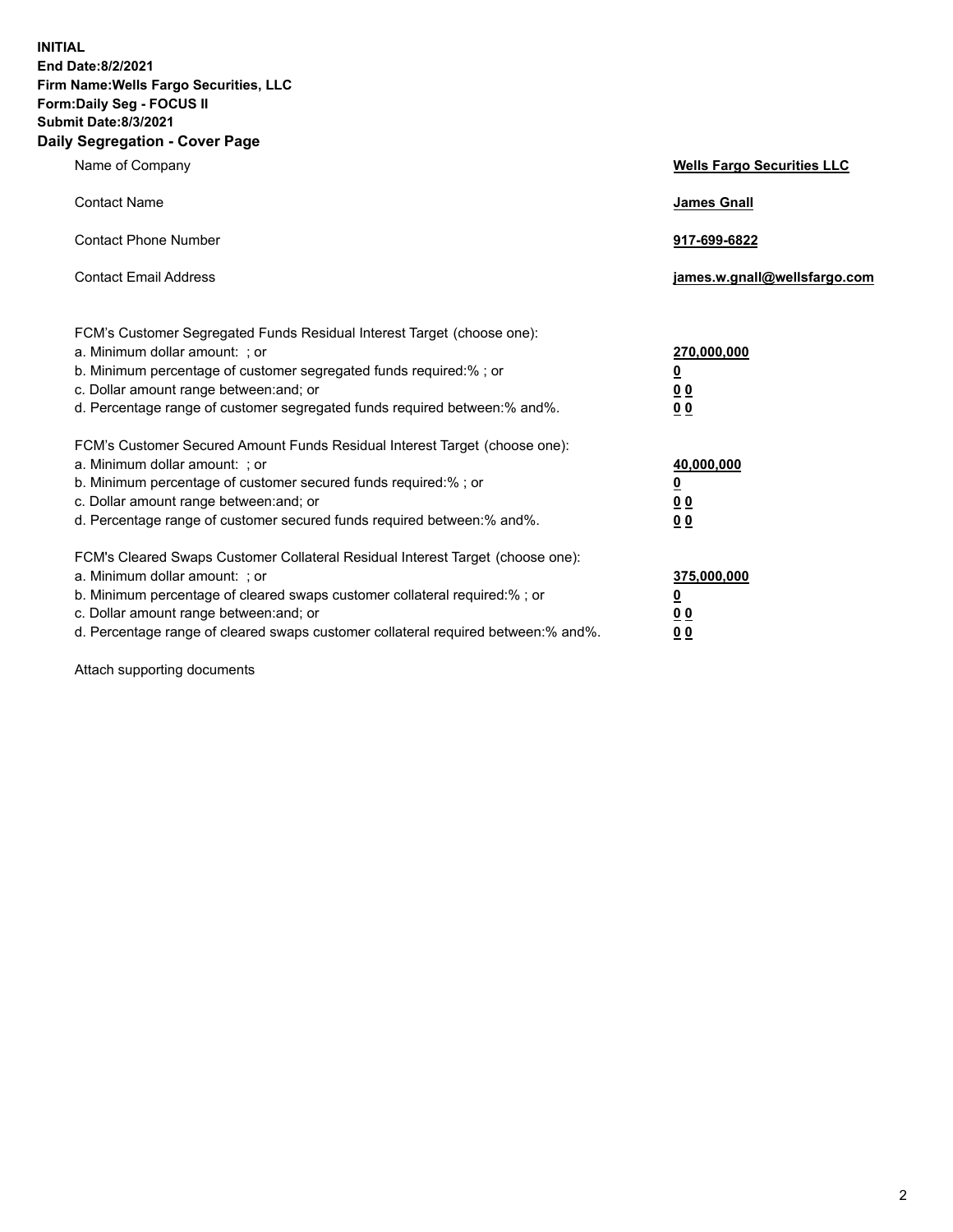**INITIAL**
**End Date:8/2/2021**
**Firm Name:Wells Fargo Securities, LLC**
**Form:Daily Seg - FOCUS II**
**Submit Date:8/3/2021**

## Daily Segregation - Cover Page

| | |
|---|---|
| Name of Company | **Wells Fargo Securities LLC** |
| Contact Name | **James Gnall** |
| Contact Phone Number | **917-699-6822** |
| Contact Email Address | **james.w.gnall@wellsfargo.com** |

| | |
|---|---|
| FCM's Customer Segregated Funds Residual Interest Target (choose one): | |
| a. Minimum dollar amount: ; or | **270,000,000** |
| b. Minimum percentage of customer segregated funds required:% ; or | **0** |
| c. Dollar amount range between:and; or | **0 0** |
| d. Percentage range of customer segregated funds required between:% and%. | **0 0** |
| FCM's Customer Secured Amount Funds Residual Interest Target (choose one): | |
| a. Minimum dollar amount: ; or | **40,000,000** |
| b. Minimum percentage of customer secured funds required:% ; or | **0** |
| c. Dollar amount range between:and; or | **0 0** |
| d. Percentage range of customer secured funds required between:% and%. | **0 0** |
| FCM's Cleared Swaps Customer Collateral Residual Interest Target (choose one): | |
| a. Minimum dollar amount: ; or | **375,000,000** |
| b. Minimum percentage of cleared swaps customer collateral required:% ; or | **0** |
| c. Dollar amount range between:and; or | **0 0** |
| d. Percentage range of cleared swaps customer collateral required between:% and%. | **0 0** |

Attach supporting documents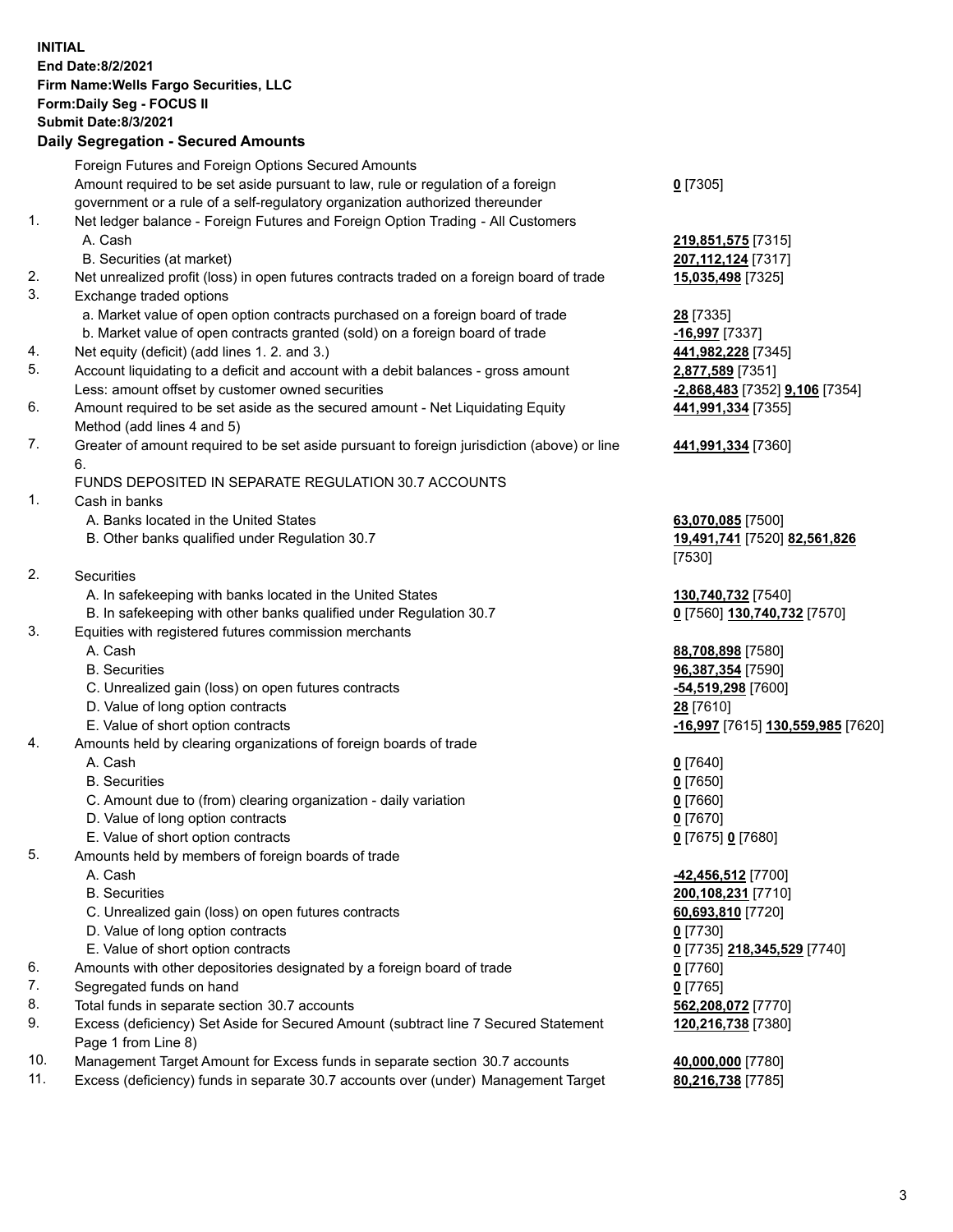**INITIAL**
**End Date:8/2/2021**
**Firm Name:Wells Fargo Securities, LLC**
**Form:Daily Seg - FOCUS II**
**Submit Date:8/3/2021**

## Daily Segregation - Secured Amounts

| | | |
|---|---|---|
| | Foreign Futures and Foreign Options Secured Amounts | |
| | Amount required to be set aside pursuant to law, rule or regulation of a foreign government or a rule of a self-regulatory organization authorized thereunder | **0** [7305] |
| 1. | Net ledger balance - Foreign Futures and Foreign Option Trading - All Customers | |
| | A. Cash | **219,851,575** [7315] |
| | B. Securities (at market) | **207,112,124** [7317] |
| 2. | Net unrealized profit (loss) in open futures contracts traded on a foreign board of trade | **15,035,498** [7325] |
| 3. | Exchange traded options | |
| | a. Market value of open option contracts purchased on a foreign board of trade | **28** [7335] |
| | b. Market value of open contracts granted (sold) on a foreign board of trade | **-16,997** [7337] |
| 4. | Net equity (deficit) (add lines 1. 2. and 3.) | **441,982,228** [7345] |
| 5. | Account liquidating to a deficit and account with a debit balances - gross amount | **2,877,589** [7351] |
| | Less: amount offset by customer owned securities | **-2,868,483** [7352] **9,106** [7354] |
| 6. | Amount required to be set aside as the secured amount - Net Liquidating Equity Method (add lines 4 and 5) | **441,991,334** [7355] |
| 7. | Greater of amount required to be set aside pursuant to foreign jurisdiction (above) or line 6. | **441,991,334** [7360] |
| | FUNDS DEPOSITED IN SEPARATE REGULATION 30.7 ACCOUNTS | |
| 1. | Cash in banks | |
| | A. Banks located in the United States | **63,070,085** [7500] |
| | B. Other banks qualified under Regulation 30.7 | **19,491,741** [7520] **82,561,826** [7530] |
| 2. | Securities | |
| | A. In safekeeping with banks located in the United States | **130,740,732** [7540] |
| | B. In safekeeping with other banks qualified under Regulation 30.7 | **0** [7560] **130,740,732** [7570] |
| 3. | Equities with registered futures commission merchants | |
| | A. Cash | **88,708,898** [7580] |
| | B. Securities | **96,387,354** [7590] |
| | C. Unrealized gain (loss) on open futures contracts | **-54,519,298** [7600] |
| | D. Value of long option contracts | **28** [7610] |
| | E. Value of short option contracts | **-16,997** [7615] **130,559,985** [7620] |
| 4. | Amounts held by clearing organizations of foreign boards of trade | |
| | A. Cash | **0** [7640] |
| | B. Securities | **0** [7650] |
| | C. Amount due to (from) clearing organization - daily variation | **0** [7660] |
| | D. Value of long option contracts | **0** [7670] |
| | E. Value of short option contracts | **0** [7675] **0** [7680] |
| 5. | Amounts held by members of foreign boards of trade | |
| | A. Cash | **-42,456,512** [7700] |
| | B. Securities | **200,108,231** [7710] |
| | C. Unrealized gain (loss) on open futures contracts | **60,693,810** [7720] |
| | D. Value of long option contracts | **0** [7730] |
| | E. Value of short option contracts | **0** [7735] **218,345,529** [7740] |
| 6. | Amounts with other depositories designated by a foreign board of trade | **0** [7760] |
| 7. | Segregated funds on hand | **0** [7765] |
| 8. | Total funds in separate section 30.7 accounts | **562,208,072** [7770] |
| 9. | Excess (deficiency) Set Aside for Secured Amount (subtract line 7 Secured Statement Page 1 from Line 8) | **120,216,738** [7380] |
| 10. | Management Target Amount for Excess funds in separate section 30.7 accounts | **40,000,000** [7780] |
| 11. | Excess (deficiency) funds in separate 30.7 accounts over (under) Management Target | **80,216,738** [7785] |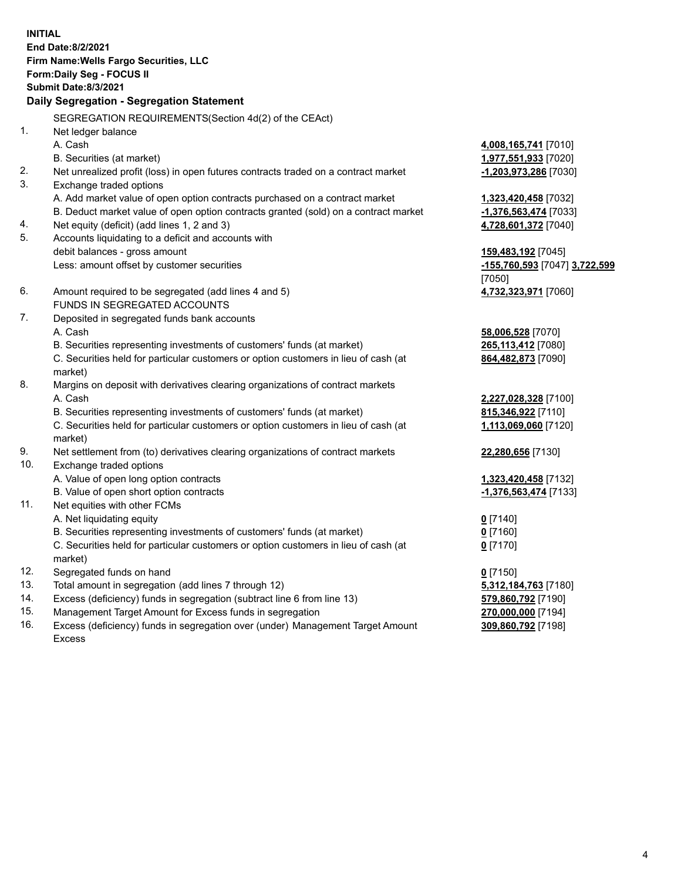**INITIAL**
**End Date:8/2/2021**
**Firm Name:Wells Fargo Securities, LLC**
**Form:Daily Seg - FOCUS II**
**Submit Date:8/3/2021**

### Daily Segregation - Segregation Statement

SEGREGATION REQUIREMENTS(Section 4d(2) of the CEAct)

| | | |
|---|---|---|
| 1. | Net ledger balance | |
| | A. Cash | **4,008,165,741** [7010] |
| | B. Securities (at market) | **1,977,551,933** [7020] |
| 2. | Net unrealized profit (loss) in open futures contracts traded on a contract market | **-1,203,973,286** [7030] |
| 3. | Exchange traded options | |
| | A. Add market value of open option contracts purchased on a contract market | **1,323,420,458** [7032] |
| | B. Deduct market value of open option contracts granted (sold) on a contract market | **-1,376,563,474** [7033] |
| 4. | Net equity (deficit) (add lines 1, 2 and 3) | **4,728,601,372** [7040] |
| 5. | Accounts liquidating to a deficit and accounts with debit balances - gross amount | **159,483,192** [7045] |
| | Less: amount offset by customer securities | **-155,760,593** [7047] **3,722,599** [7050] |
| 6. | Amount required to be segregated (add lines 4 and 5) | **4,732,323,971** [7060] |
| | FUNDS IN SEGREGATED ACCOUNTS | |
| 7. | Deposited in segregated funds bank accounts | |
| | A. Cash | **58,006,528** [7070] |
| | B. Securities representing investments of customers' funds (at market) | **265,113,412** [7080] |
| | C. Securities held for particular customers or option customers in lieu of cash (at market) | **864,482,873** [7090] |
| 8. | Margins on deposit with derivatives clearing organizations of contract markets | |
| | A. Cash | **2,227,028,328** [7100] |
| | B. Securities representing investments of customers' funds (at market) | **815,346,922** [7110] |
| | C. Securities held for particular customers or option customers in lieu of cash (at market) | **1,113,069,060** [7120] |
| 9. | Net settlement from (to) derivatives clearing organizations of contract markets | **22,280,656** [7130] |
| 10. | Exchange traded options | |
| | A. Value of open long option contracts | **1,323,420,458** [7132] |
| | B. Value of open short option contracts | **-1,376,563,474** [7133] |
| 11. | Net equities with other FCMs | |
| | A. Net liquidating equity | **0** [7140] |
| | B. Securities representing investments of customers' funds (at market) | **0** [7160] |
| | C. Securities held for particular customers or option customers in lieu of cash (at market) | **0** [7170] |
| 12. | Segregated funds on hand | **0** [7150] |
| 13. | Total amount in segregation (add lines 7 through 12) | **5,312,184,763** [7180] |
| 14. | Excess (deficiency) funds in segregation (subtract line 6 from line 13) | **579,860,792** [7190] |
| 15. | Management Target Amount for Excess funds in segregation | **270,000,000** [7194] |
| 16. | Excess (deficiency) funds in segregation over (under) Management Target Amount Excess | **309,860,792** [7198] |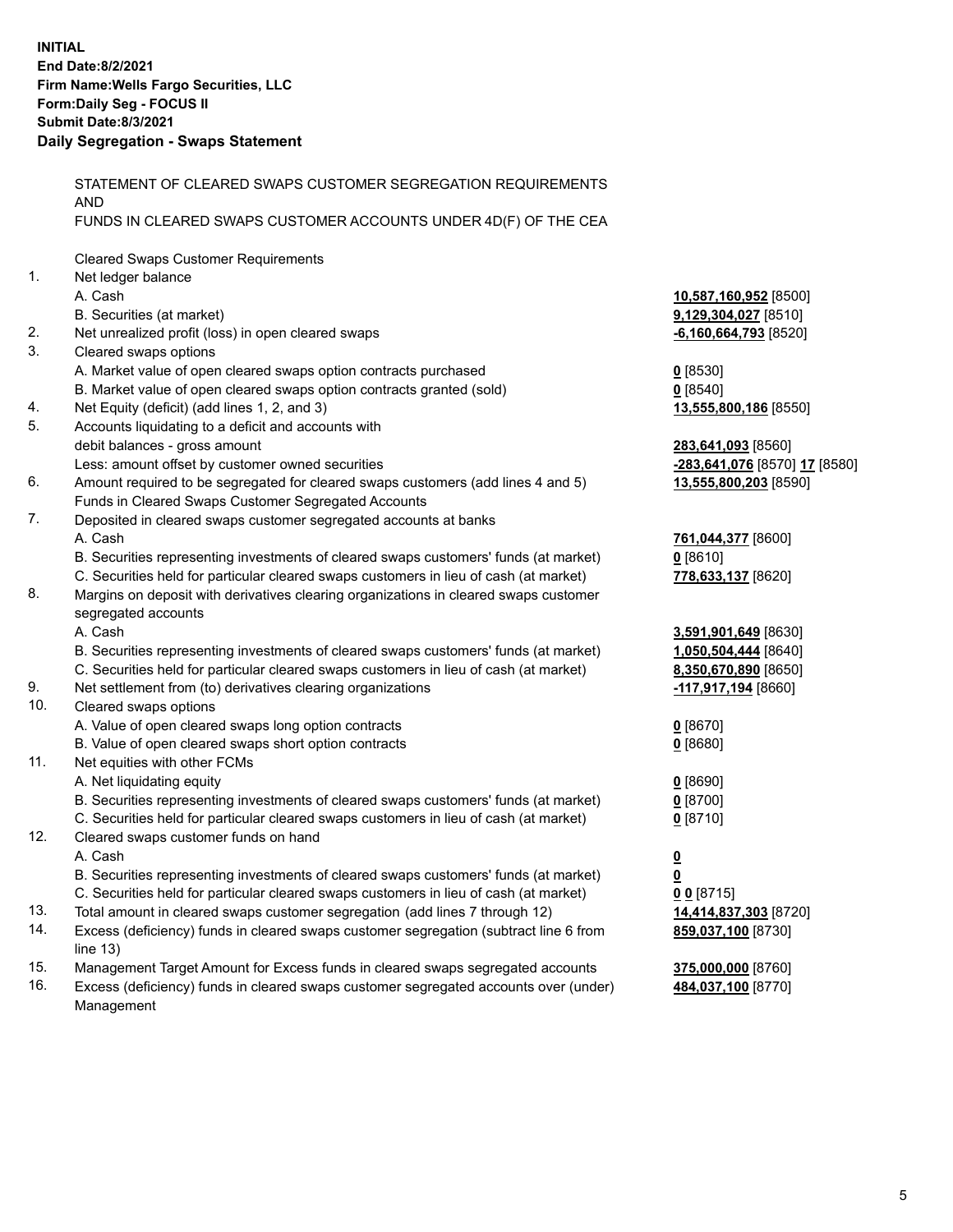**INITIAL**
**End Date:8/2/2021**
**Firm Name:Wells Fargo Securities, LLC**
**Form:Daily Seg - FOCUS II**
**Submit Date:8/3/2021**
**Daily Segregation - Swaps Statement**

STATEMENT OF CLEARED SWAPS CUSTOMER SEGREGATION REQUIREMENTS AND FUNDS IN CLEARED SWAPS CUSTOMER ACCOUNTS UNDER 4D(F) OF THE CEA

| | | |
|---|---|---|
| | Cleared Swaps Customer Requirements | |
| 1. | Net ledger balance | |
| | A. Cash | **10,587,160,952** [8500] |
| | B. Securities (at market) | **9,129,304,027** [8510] |
| 2. | Net unrealized profit (loss) in open cleared swaps | **-6,160,664,793** [8520] |
| 3. | Cleared swaps options | |
| | A. Market value of open cleared swaps option contracts purchased | **0** [8530] |
| | B. Market value of open cleared swaps option contracts granted (sold) | **0** [8540] |
| 4. | Net Equity (deficit) (add lines 1, 2, and 3) | **13,555,800,186** [8550] |
| 5. | Accounts liquidating to a deficit and accounts with debit balances - gross amount | **283,641,093** [8560] |
| | Less: amount offset by customer owned securities | **-283,641,076** [8570] **17** [8580] |
| 6. | Amount required to be segregated for cleared swaps customers (add lines 4 and 5) | **13,555,800,203** [8590] |
| | Funds in Cleared Swaps Customer Segregated Accounts | |
| 7. | Deposited in cleared swaps customer segregated accounts at banks | |
| | A. Cash | **761,044,377** [8600] |
| | B. Securities representing investments of cleared swaps customers' funds (at market) | **0** [8610] |
| | C. Securities held for particular cleared swaps customers in lieu of cash (at market) | **778,633,137** [8620] |
| 8. | Margins on deposit with derivatives clearing organizations in cleared swaps customer segregated accounts | |
| | A. Cash | **3,591,901,649** [8630] |
| | B. Securities representing investments of cleared swaps customers' funds (at market) | **1,050,504,444** [8640] |
| | C. Securities held for particular cleared swaps customers in lieu of cash (at market) | **8,350,670,890** [8650] |
| 9. | Net settlement from (to) derivatives clearing organizations | **-117,917,194** [8660] |
| 10. | Cleared swaps options | |
| | A. Value of open cleared swaps long option contracts | **0** [8670] |
| | B. Value of open cleared swaps short option contracts | **0** [8680] |
| 11. | Net equities with other FCMs | |
| | A. Net liquidating equity | **0** [8690] |
| | B. Securities representing investments of cleared swaps customers' funds (at market) | **0** [8700] |
| | C. Securities held for particular cleared swaps customers in lieu of cash (at market) | **0** [8710] |
| 12. | Cleared swaps customer funds on hand | |
| | A. Cash | **0** |
| | B. Securities representing investments of cleared swaps customers' funds (at market) | **0** |
| | C. Securities held for particular cleared swaps customers in lieu of cash (at market) | **0** **0** [8715] |
| 13. | Total amount in cleared swaps customer segregation (add lines 7 through 12) | **14,414,837,303** [8720] |
| 14. | Excess (deficiency) funds in cleared swaps customer segregation (subtract line 6 from line 13) | **859,037,100** [8730] |
| 15. | Management Target Amount for Excess funds in cleared swaps segregated accounts | **375,000,000** [8760] |
| 16. | Excess (deficiency) funds in cleared swaps customer segregated accounts over (under) Management | **484,037,100** [8770] |